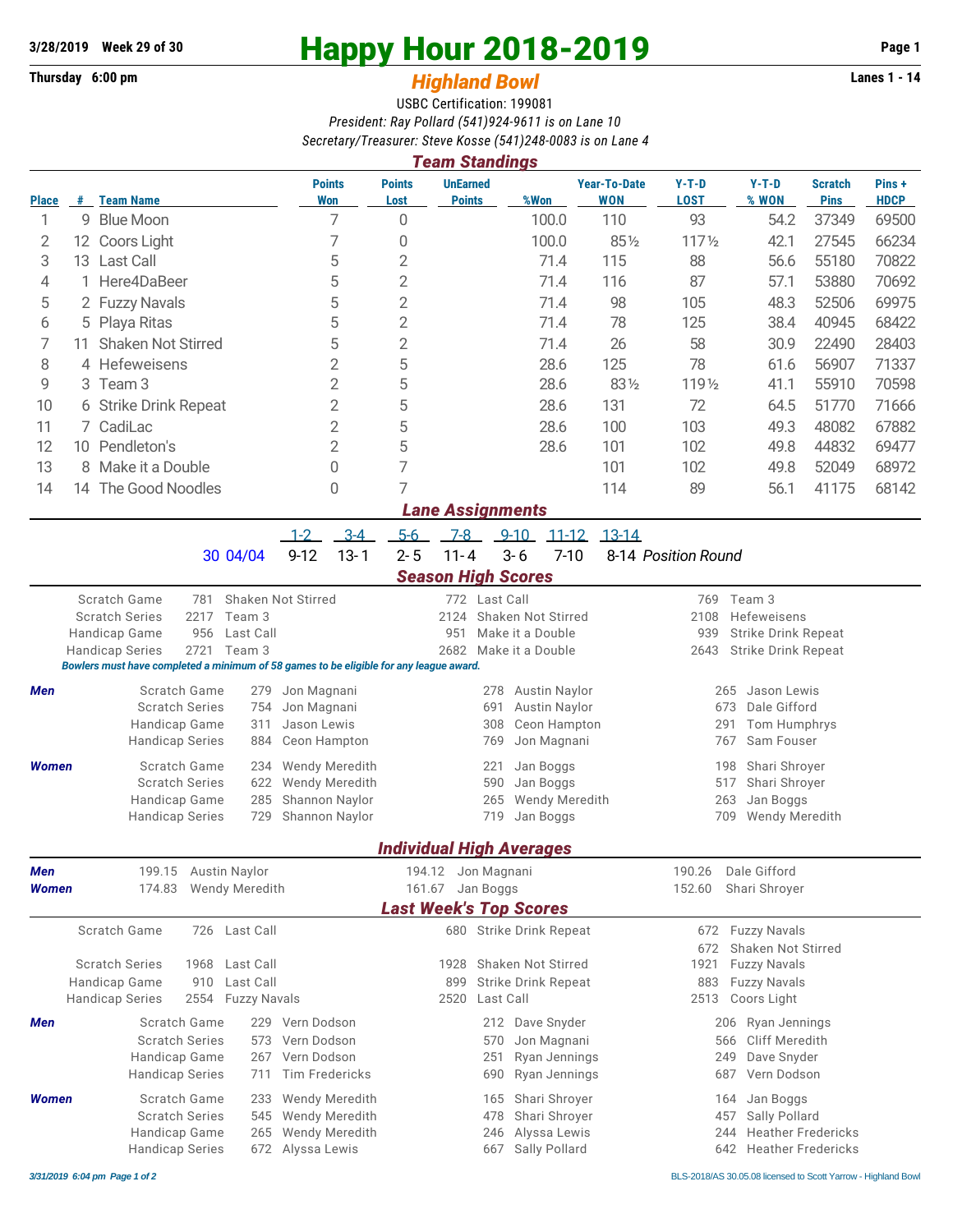# Happy Hour 2018-2019

**3/28/2019 Week 29 of 30** | **Thursday 6:00 pm** | **Lanes 1 - 14**

## *Highland Bowl*

USBC Certification: 199081

*President: Ray Pollard (541)924-9611 is on Lane 10*

*Secretary/Treasurer: Steve Kosse (541)248-0083 is on Lane 4*

### *Team Standings*

| Place | # | Team Name | Points Won | Points Lost | UnEarned Points | %Won | Year-To-Date WON | Y-T-D LOST | Y-T-D % WON | Scratch Pins | Pins + HDCP |
|---|---|---|---|---|---|---|---|---|---|---|---|
| 1 | 9 | Blue Moon | 7 | 0 | | 100.0 | 110 | 93 | 54.2 | 37349 | 69500 |
| 2 | 12 | Coors Light | 7 | 0 | | 100.0 | 85½ | 117½ | 42.1 | 27545 | 66234 |
| 3 | 13 | Last Call | 5 | 2 | | 71.4 | 115 | 88 | 56.6 | 55180 | 70822 |
| 4 | 1 | Here4DaBeer | 5 | 2 | | 71.4 | 116 | 87 | 57.1 | 53880 | 70692 |
| 5 | 2 | Fuzzy Navals | 5 | 2 | | 71.4 | 98 | 105 | 48.3 | 52506 | 69975 |
| 6 | 5 | Playa Ritas | 5 | 2 | | 71.4 | 78 | 125 | 38.4 | 40945 | 68422 |
| 7 | 11 | Shaken Not Stirred | 5 | 2 | | 71.4 | 26 | 58 | 30.9 | 22490 | 28403 |
| 8 | 4 | Hefeweisens | 2 | 5 | | 28.6 | 125 | 78 | 61.6 | 56907 | 71337 |
| 9 | 3 | Team 3 | 2 | 5 | | 28.6 | 83½ | 119½ | 41.1 | 55910 | 70598 |
| 10 | 6 | Strike Drink Repeat | 2 | 5 | | 28.6 | 131 | 72 | 64.5 | 51770 | 71666 |
| 11 | 7 | CadiLac | 2 | 5 | | 28.6 | 100 | 103 | 49.3 | 48082 | 67882 |
| 12 | 10 | Pendleton's | 2 | 5 | | 28.6 | 101 | 102 | 49.8 | 44832 | 69477 |
| 13 | 8 | Make it a Double | 0 | 7 | | | 101 | 102 | 49.8 | 52049 | 68972 |
| 14 | 14 | The Good Noodles | 0 | 7 | | | 114 | 89 | 56.1 | 41175 | 68142 |

### *Lane Assignments*

| Week | Date | 1-2 | 3-4 | 5-6 | 7-8 | 9-10 | 11-12 | 13-14 | |
|---|---|---|---|---|---|---|---|---|---|
| 30 | 04/04 | 9-12 | 13-1 | 2-5 | 11-4 | 3-6 | 7-10 | 8-14 | *Position Round* |

### *Season High Scores*

| | | | | | | |
|---|---|---|---|---|---|---|
| Scratch Game | 781 | Shaken Not Stirred | 772 | Last Call | 769 | Team 3 |
| Scratch Series | 2217 | Team 3 | 2124 | Shaken Not Stirred | 2108 | Hefeweisens |
| Handicap Game | 956 | Last Call | 951 | Make it a Double | 939 | Strike Drink Repeat |
| Handicap Series | 2721 | Team 3 | 2682 | Make it a Double | 2643 | Strike Drink Repeat |

***Bowlers must have completed a minimum of 58 games to be eligible for any league award.***

| | | | | | | | |
|---|---|---|---|---|---|---|---|
| ***Men*** | Scratch Game | 279 | Jon Magnani | 278 | Austin Naylor | 265 | Jason Lewis |
| | Scratch Series | 754 | Jon Magnani | 691 | Austin Naylor | 673 | Dale Gifford |
| | Handicap Game | 311 | Jason Lewis | 308 | Ceon Hampton | 291 | Tom Humphrys |
| | Handicap Series | 884 | Ceon Hampton | 769 | Jon Magnani | 767 | Sam Fouser |
| ***Women*** | Scratch Game | 234 | Wendy Meredith | 221 | Jan Boggs | 198 | Shari Shroyer |
| | Scratch Series | 622 | Wendy Meredith | 590 | Jan Boggs | 517 | Shari Shroyer |
| | Handicap Game | 285 | Shannon Naylor | 265 | Wendy Meredith | 263 | Jan Boggs |
| | Handicap Series | 729 | Shannon Naylor | 719 | Jan Boggs | 709 | Wendy Meredith |

### *Individual High Averages*

| | | | | | | |
|---|---|---|---|---|---|---|
| ***Men*** | 199.15 | Austin Naylor | 194.12 | Jon Magnani | 190.26 | Dale Gifford |
| ***Women*** | 174.83 | Wendy Meredith | 161.67 | Jan Boggs | 152.60 | Shari Shroyer |

### *Last Week's Top Scores*

| | | | | | | |
|---|---|---|---|---|---|---|
| Scratch Game | 726 | Last Call | 680 | Strike Drink Repeat | 672 | Fuzzy Navals |
| | | | | | 672 | Shaken Not Stirred |
| Scratch Series | 1968 | Last Call | 1928 | Shaken Not Stirred | 1921 | Fuzzy Navals |
| Handicap Game | 910 | Last Call | 899 | Strike Drink Repeat | 883 | Fuzzy Navals |
| Handicap Series | 2554 | Fuzzy Navals | 2520 | Last Call | 2513 | Coors Light |

| | | | | | | | |
|---|---|---|---|---|---|---|---|
| ***Men*** | Scratch Game | 229 | Vern Dodson | 212 | Dave Snyder | 206 | Ryan Jennings |
| | Scratch Series | 573 | Vern Dodson | 570 | Jon Magnani | 566 | Cliff Meredith |
| | Handicap Game | 267 | Vern Dodson | 251 | Ryan Jennings | 249 | Dave Snyder |
| | Handicap Series | 711 | Tim Fredericks | 690 | Ryan Jennings | 687 | Vern Dodson |
| ***Women*** | Scratch Game | 233 | Wendy Meredith | 165 | Shari Shroyer | 164 | Jan Boggs |
| | Scratch Series | 545 | Wendy Meredith | 478 | Shari Shroyer | 457 | Sally Pollard |
| | Handicap Game | 265 | Wendy Meredith | 246 | Alyssa Lewis | 244 | Heather Fredericks |
| | Handicap Series | 672 | Alyssa Lewis | 667 | Sally Pollard | 642 | Heather Fredericks |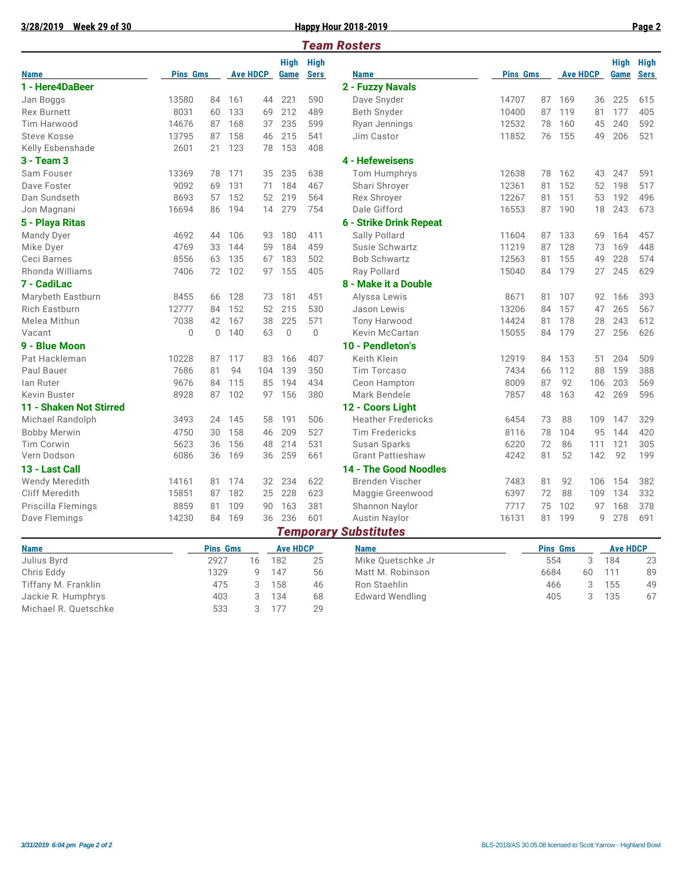## Team Rosters

| Name | Pins | Gms | Ave | HDCP | High Game | High Sers |
|---|---|---|---|---|---|---|
| **1 - Here4DaBeer** | | | | | | |
| Jan Boggs | 13580 | 84 | 161 | 44 | 221 | 590 |
| Rex Burnett | 8031 | 60 | 133 | 69 | 212 | 489 |
| Tim Harwood | 14676 | 87 | 168 | 37 | 235 | 599 |
| Steve Kosse | 13795 | 87 | 158 | 46 | 215 | 541 |
| Kelly Esbenshade | 2601 | 21 | 123 | 78 | 153 | 408 |
| **2 - Fuzzy Navals** | | | | | | |
| Dave Snyder | 14707 | 87 | 169 | 36 | 225 | 615 |
| Beth Snyder | 10400 | 87 | 119 | 81 | 177 | 405 |
| Ryan Jennings | 12532 | 78 | 160 | 45 | 240 | 592 |
| Jim Castor | 11852 | 76 | 155 | 49 | 206 | 521 |
| **3 - Team 3** | | | | | | |
| Sam Fouser | 13369 | 78 | 171 | 35 | 235 | 638 |
| Dave Foster | 9092 | 69 | 131 | 71 | 184 | 467 |
| Dan Sundseth | 8693 | 57 | 152 | 52 | 219 | 564 |
| Jon Magnani | 16694 | 86 | 194 | 14 | 279 | 754 |
| **4 - Hefeweisens** | | | | | | |
| Tom Humphrys | 12638 | 78 | 162 | 43 | 247 | 591 |
| Shari Shroyer | 12361 | 81 | 152 | 52 | 198 | 517 |
| Rex Shroyer | 12267 | 81 | 151 | 53 | 192 | 496 |
| Dale Gifford | 16553 | 87 | 190 | 18 | 243 | 673 |
| **5 - Playa Ritas** | | | | | | |
| Mandy Dyer | 4692 | 44 | 106 | 93 | 180 | 411 |
| Mike Dyer | 4769 | 33 | 144 | 59 | 184 | 459 |
| Ceci Barnes | 8556 | 63 | 135 | 67 | 183 | 502 |
| Rhonda Williams | 7406 | 72 | 102 | 97 | 155 | 405 |
| **6 - Strike Drink Repeat** | | | | | | |
| Sally Pollard | 11604 | 87 | 133 | 69 | 164 | 457 |
| Susie Schwartz | 11219 | 87 | 128 | 73 | 169 | 448 |
| Bob Schwartz | 12563 | 81 | 155 | 49 | 228 | 574 |
| Ray Pollard | 15040 | 84 | 179 | 27 | 245 | 629 |
| **7 - CadiLac** | | | | | | |
| Marybeth Eastburn | 8455 | 66 | 128 | 73 | 181 | 451 |
| Rich Eastburn | 12777 | 84 | 152 | 52 | 215 | 530 |
| Melea Mithun | 7038 | 42 | 167 | 38 | 225 | 571 |
| Vacant | 0 | 0 | 140 | 63 | 0 | 0 |
| **8 - Make it a Double** | | | | | | |
| Alyssa Lewis | 8671 | 81 | 107 | 92 | 166 | 393 |
| Jason Lewis | 13206 | 84 | 157 | 47 | 265 | 567 |
| Tony Harwood | 14424 | 81 | 178 | 28 | 243 | 612 |
| Kevin McCartan | 15055 | 84 | 179 | 27 | 256 | 626 |
| **9 - Blue Moon** | | | | | | |
| Pat Hackleman | 10228 | 87 | 117 | 83 | 166 | 407 |
| Paul Bauer | 7686 | 81 | 94 | 104 | 139 | 350 |
| Ian Ruter | 9676 | 84 | 115 | 85 | 194 | 434 |
| Kevin Buster | 8928 | 87 | 102 | 97 | 156 | 380 |
| **10 - Pendleton's** | | | | | | |
| Keith Klein | 12919 | 84 | 153 | 51 | 204 | 509 |
| Tim Torcaso | 7434 | 66 | 112 | 88 | 159 | 388 |
| Ceon Hampton | 8009 | 87 | 92 | 106 | 203 | 569 |
| Mark Bendele | 7857 | 48 | 163 | 42 | 269 | 596 |
| **11 - Shaken Not Stirred** | | | | | | |
| Michael Randolph | 3493 | 24 | 145 | 58 | 191 | 506 |
| Bobby Merwin | 4750 | 30 | 158 | 46 | 209 | 527 |
| Tim Corwin | 5623 | 36 | 156 | 48 | 214 | 531 |
| Vern Dodson | 6086 | 36 | 169 | 36 | 259 | 661 |
| **12 - Coors Light** | | | | | | |
| Heather Fredericks | 6454 | 73 | 88 | 109 | 147 | 329 |
| Tim Fredericks | 8116 | 78 | 104 | 95 | 144 | 420 |
| Susan Sparks | 6220 | 72 | 86 | 111 | 121 | 305 |
| Grant Pattieshaw | 4242 | 81 | 52 | 142 | 92 | 199 |
| **13 - Last Call** | | | | | | |
| Wendy Meredith | 14161 | 81 | 174 | 32 | 234 | 622 |
| Cliff Meredith | 15851 | 87 | 182 | 25 | 228 | 623 |
| Priscilla Flemings | 8859 | 81 | 109 | 90 | 163 | 381 |
| Dave Flemings | 14230 | 84 | 169 | 36 | 236 | 601 |
| **14 - The Good Noodles** | | | | | | |
| Brenden Vischer | 7483 | 81 | 92 | 106 | 154 | 382 |
| Maggie Greenwood | 6397 | 72 | 88 | 109 | 134 | 332 |
| Shannon Naylor | 7717 | 75 | 102 | 97 | 168 | 378 |
| Austin Naylor | 16131 | 81 | 199 | 9 | 278 | 691 |

## Temporary Substitutes

| Name | Pins | Gms | Ave | HDCP |
|---|---|---|---|---|
| Julius Byrd | 2927 | 16 | 182 | 25 |
| Chris Eddy | 1329 | 9 | 147 | 56 |
| Tiffany M. Franklin | 475 | 3 | 158 | 46 |
| Jackie R. Humphrys | 403 | 3 | 134 | 68 |
| Michael R. Quetschke | 533 | 3 | 177 | 29 |
| Mike Quetschke Jr | 554 | 3 | 184 | 23 |
| Matt M. Robinson | 6684 | 60 | 111 | 89 |
| Ron Staehlin | 466 | 3 | 155 | 49 |
| Edward Wendling | 405 | 3 | 135 | 67 |